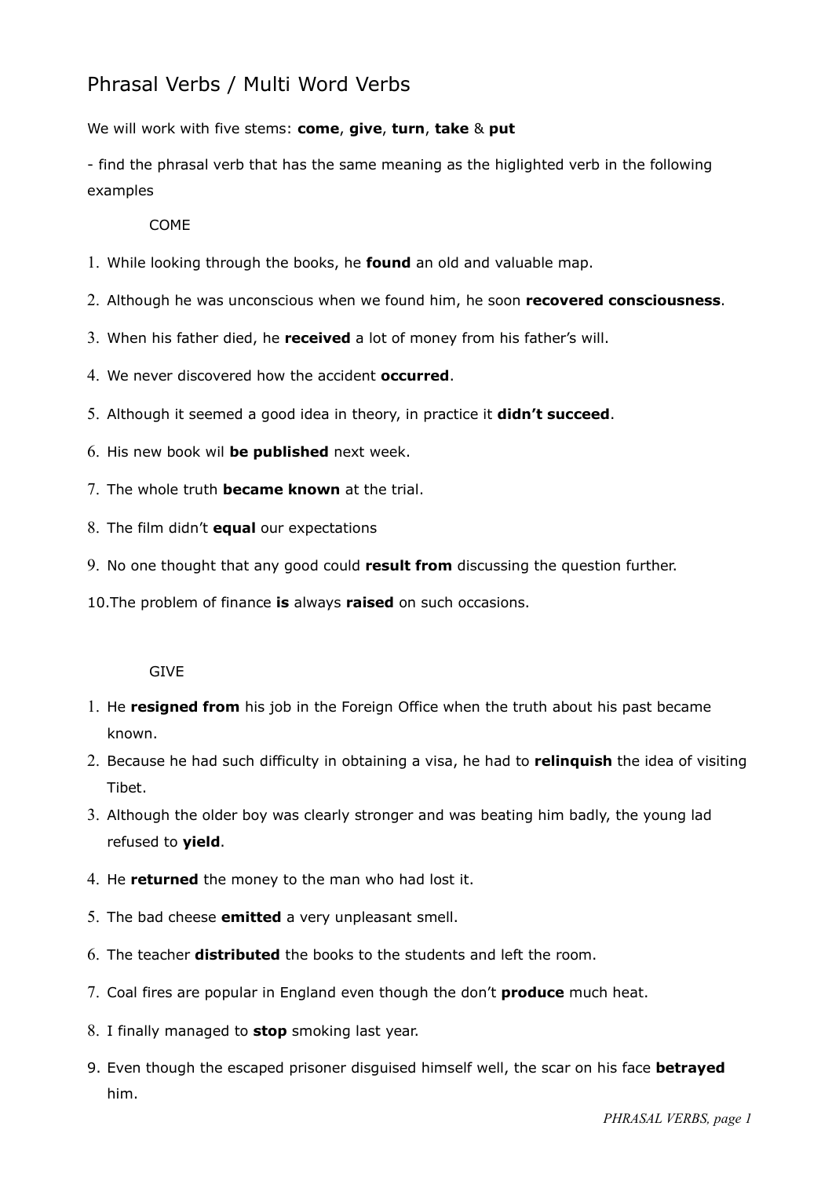# Phrasal Verbs / Multi Word Verbs

We will work with five stems: **come**, **give**, **turn**, **take** & **put**

- find the phrasal verb that has the same meaning as the higlighted verb in the following examples

COME

1. While looking through the books, he **found** an old and valuable map.
2. Although he was unconscious when we found him, he soon **recovered consciousness**.
3. When his father died, he **received** a lot of money from his father's will.
4. We never discovered how the accident **occurred**.
5. Although it seemed a good idea in theory, in practice it **didn't succeed**.
6. His new book wil **be published** next week.
7. The whole truth **became known** at the trial.
8. The film didn't **equal** our expectations
9. No one thought that any good could **result from** discussing the question further.
10. The problem of finance **is** always **raised** on such occasions.

GIVE

1. He **resigned from** his job in the Foreign Office when the truth about his past became known.
2. Because he had such difficulty in obtaining a visa, he had to **relinquish** the idea of visiting Tibet.
3. Although the older boy was clearly stronger and was beating him badly, the young lad refused to **yield**.
4. He **returned** the money to the man who had lost it.
5. The bad cheese **emitted** a very unpleasant smell.
6. The teacher **distributed** the books to the students and left the room.
7. Coal fires are popular in England even though the don't **produce** much heat.
8. I finally managed to **stop** smoking last year.
9. Even though the escaped prisoner disguised himself well, the scar on his face **betrayed** him.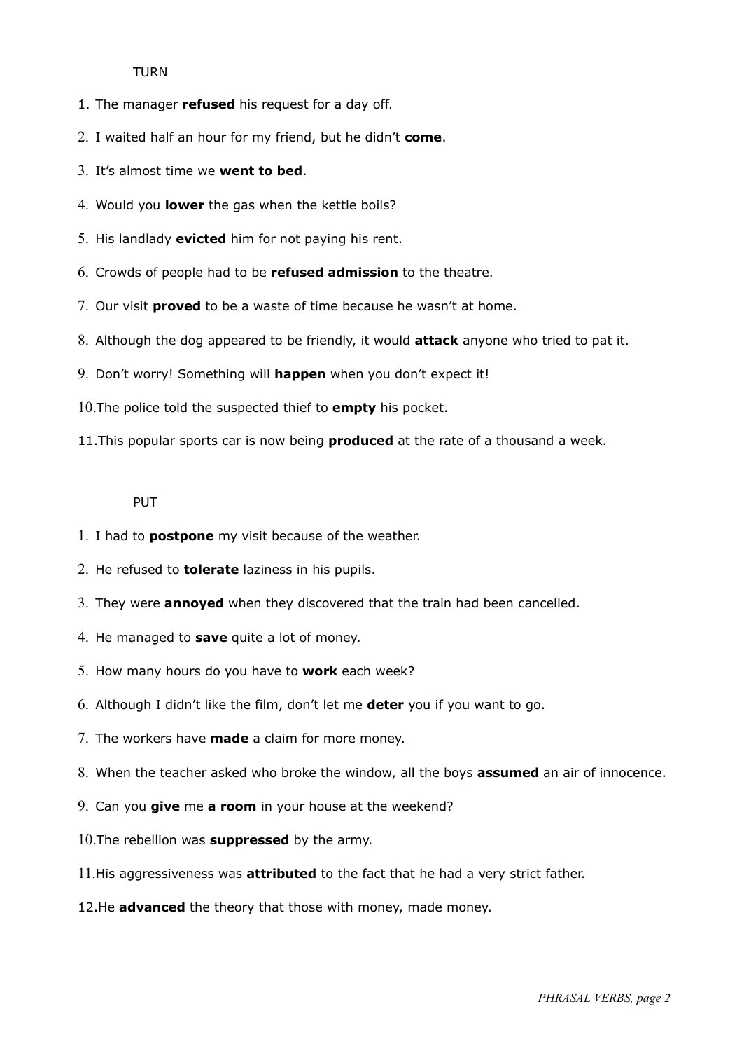TURN

1. The manager **refused** his request for a day off.
2. I waited half an hour for my friend, but he didn't **come**.
3. It's almost time we **went to bed**.
4. Would you **lower** the gas when the kettle boils?
5. His landlady **evicted** him for not paying his rent.
6. Crowds of people had to be **refused admission** to the theatre.
7. Our visit **proved** to be a waste of time because he wasn't at home.
8. Although the dog appeared to be friendly, it would **attack** anyone who tried to pat it.
9. Don't worry! Something will **happen** when you don't expect it!
10. The police told the suspected thief to **empty** his pocket.
11. This popular sports car is now being **produced** at the rate of a thousand a week.

PUT

1. I had to **postpone** my visit because of the weather.
2. He refused to **tolerate** laziness in his pupils.
3. They were **annoyed** when they discovered that the train had been cancelled.
4. He managed to **save** quite a lot of money.
5. How many hours do you have to **work** each week?
6. Although I didn't like the film, don't let me **deter** you if you want to go.
7. The workers have **made** a claim for more money.
8. When the teacher asked who broke the window, all the boys **assumed** an air of innocence.
9. Can you **give** me **a room** in your house at the weekend?
10. The rebellion was **suppressed** by the army.
11. His aggressiveness was **attributed** to the fact that he had a very strict father.
12. He **advanced** the theory that those with money, made money.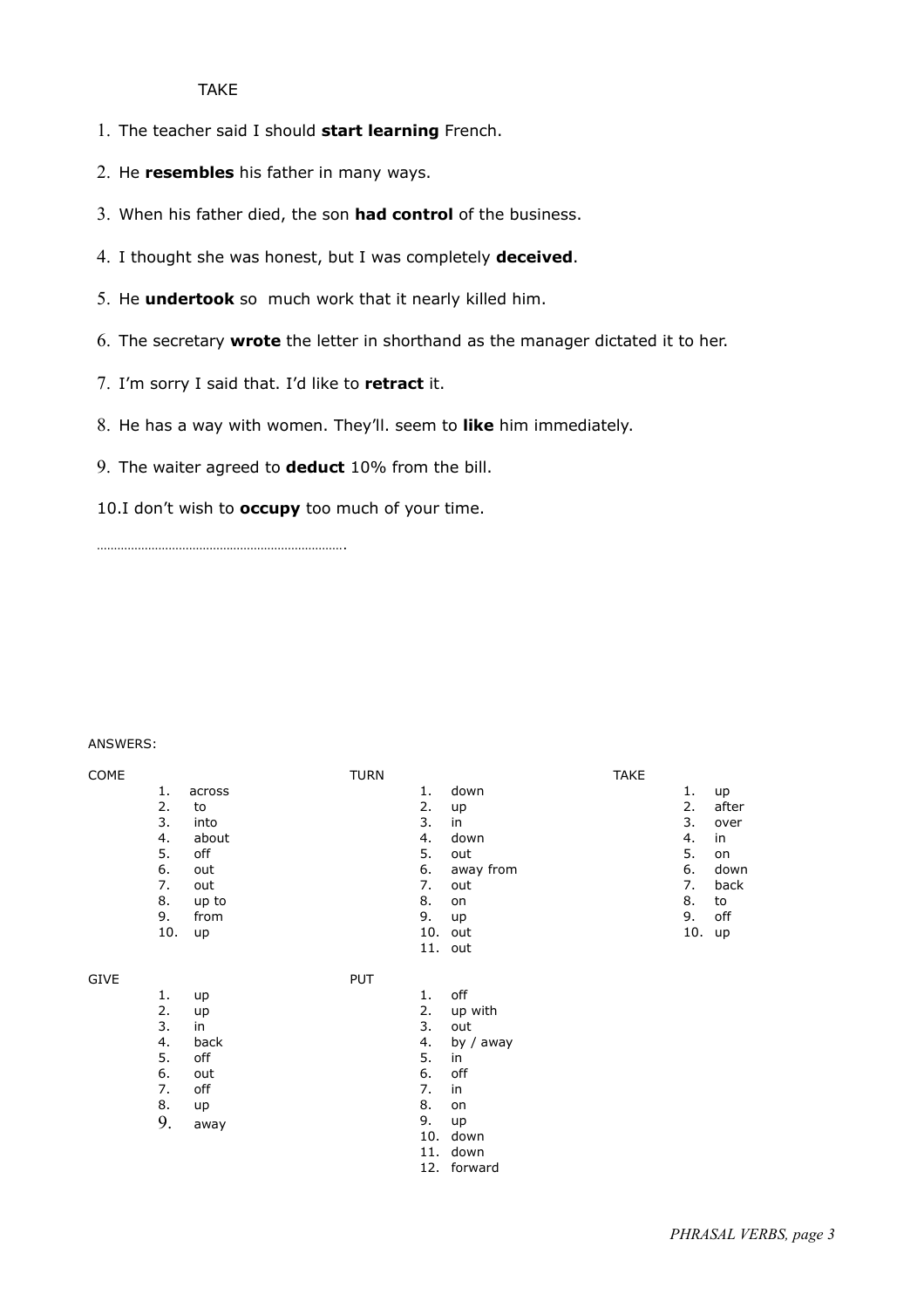TAKE

1. The teacher said I should **start learning** French.
2. He **resembles** his father in many ways.
3. When his father died, the son **had control** of the business.
4. I thought she was honest, but I was completely **deceived**.
5. He **undertook** so much work that it nearly killed him.
6. The secretary **wrote** the letter in shorthand as the manager dictated it to her.
7. I'm sorry I said that. I'd like to **retract** it.
8. He has a way with women. They'll. seem to **like** him immediately.
9. The waiter agreed to **deduct** 10% from the bill.
10. I don't wish to **occupy** too much of your time.

……………………………………………………………….

ANSWERS:

COME

1. across
2. to
3. into
4. about
5. off
6. out
7. out
8. up to
9. from
10. up

TURN

1. down
2. up
3. in
4. down
5. out
6. away from
7. out
8. on
9. up
10. out
11. out

TAKE

1. up
2. after
3. over
4. in
5. on
6. down
7. back
8. to
9. off
10. up

GIVE

1. up
2. up
3. in
4. back
5. off
6. out
7. off
8. up
9. away

PUT

1. off
2. up with
3. out
4. by / away
5. in
6. off
7. in
8. on
9. up
10. down
11. down
12. forward